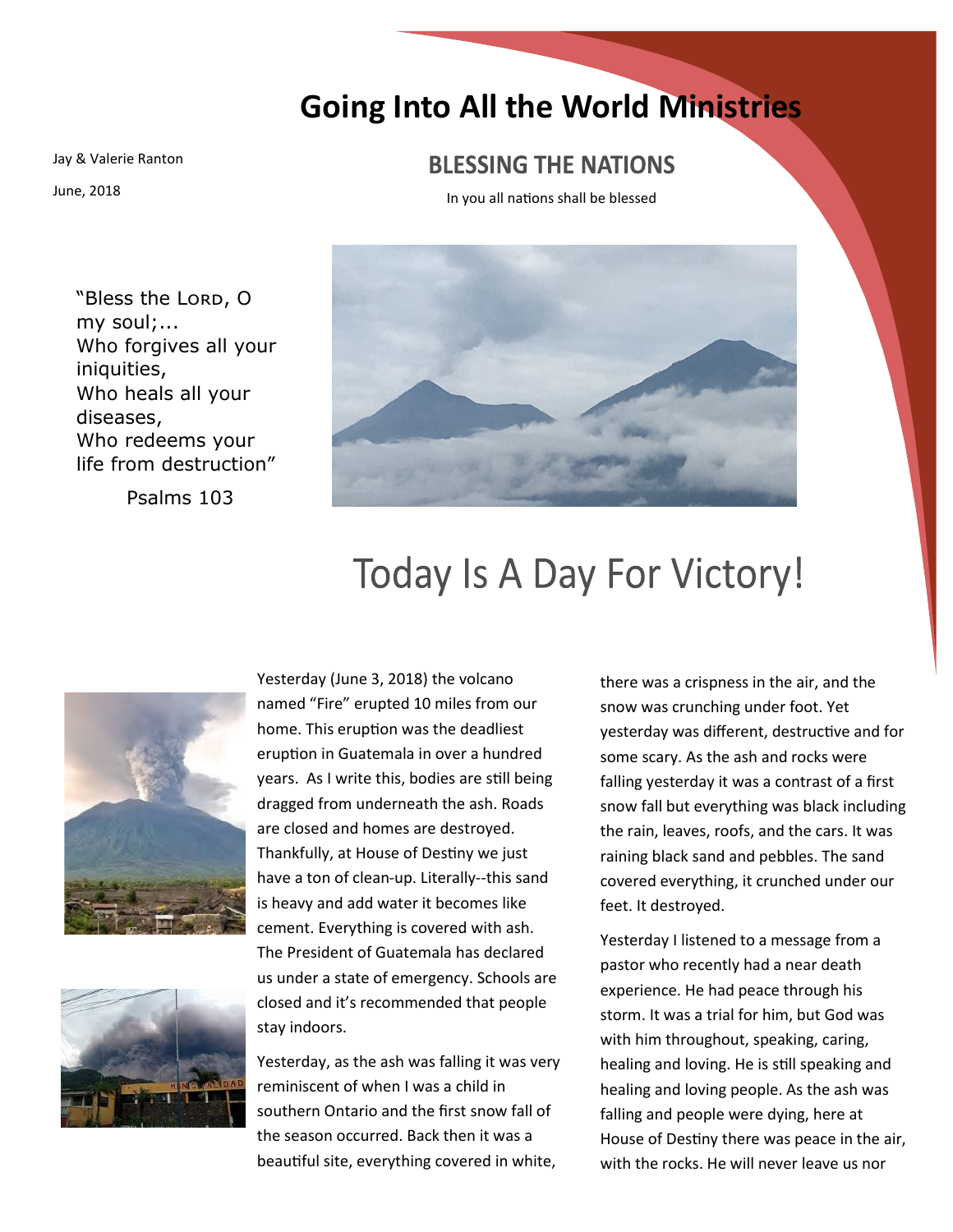# Going Into All the World Ministries

Jay & Valerie Ranton

June, 2018

## BLESSING THE NATIONS

In you all nations shall be blessed

"Bless the LORD, O my soul;...
Who forgives all your iniquities,
Who heals all your diseases,
Who redeems your life from destruction"

Psalms 103

# Today Is A Day For Victory!

Yesterday (June 3, 2018) the volcano named "Fire" erupted 10 miles from our home. This eruption was the deadliest eruption in Guatemala in over a hundred years. As I write this, bodies are still being dragged from underneath the ash. Roads are closed and homes are destroyed. Thankfully, at House of Destiny we just have a ton of clean-up. Literally--this sand is heavy and add water it becomes like cement. Everything is covered with ash. The President of Guatemala has declared us under a state of emergency. Schools are closed and it's recommended that people stay indoors.

Yesterday, as the ash was falling it was very reminiscent of when I was a child in southern Ontario and the first snow fall of the season occurred. Back then it was a beautiful site, everything covered in white, there was a crispness in the air, and the snow was crunching under foot. Yet yesterday was different, destructive and for some scary. As the ash and rocks were falling yesterday it was a contrast of a first snow fall but everything was black including the rain, leaves, roofs, and the cars. It was raining black sand and pebbles. The sand covered everything, it crunched under our feet. It destroyed.

Yesterday I listened to a message from a pastor who recently had a near death experience. He had peace through his storm. It was a trial for him, but God was with him throughout, speaking, caring, healing and loving. He is still speaking and healing and loving people. As the ash was falling and people were dying, here at House of Destiny there was peace in the air, with the rocks. He will never leave us nor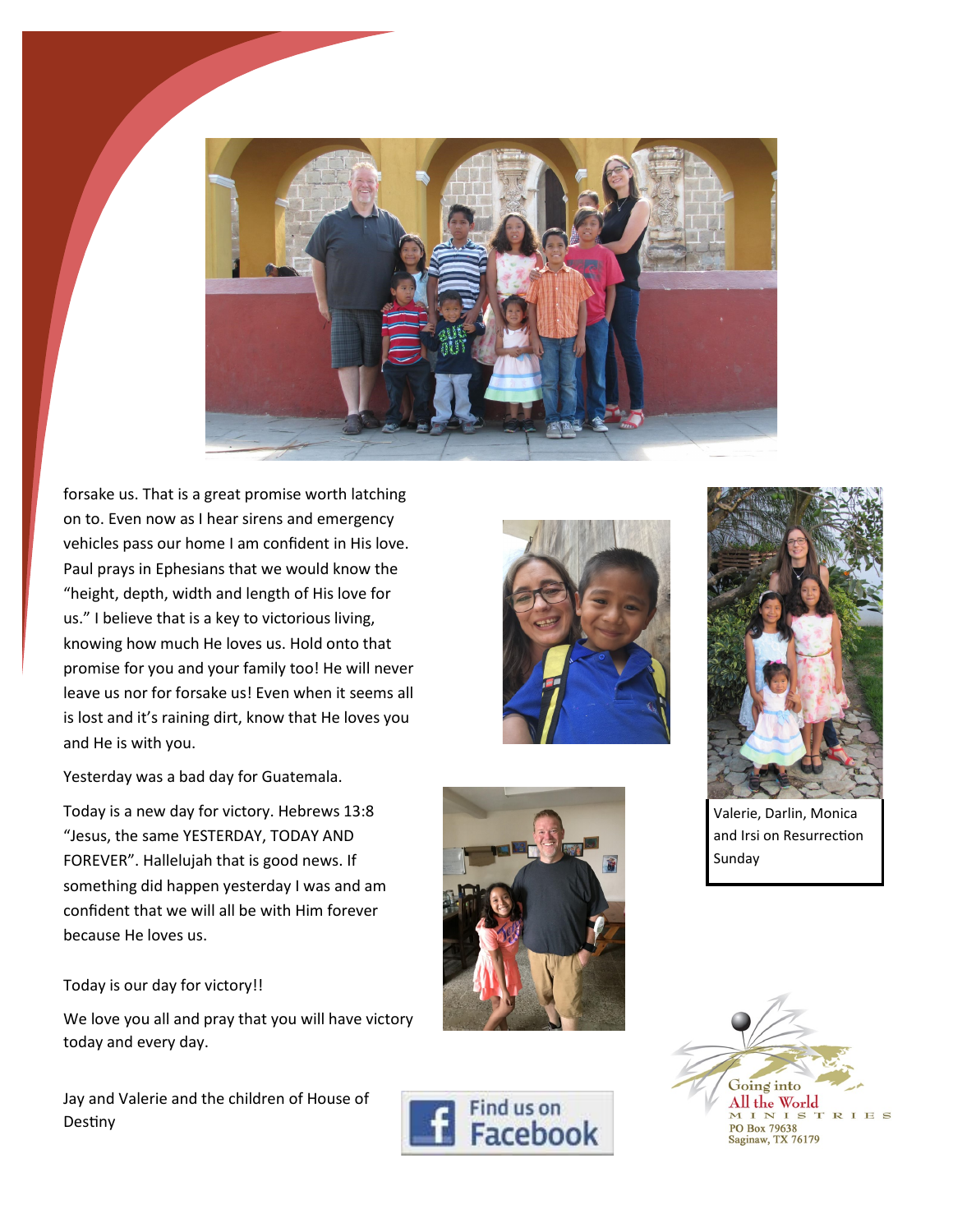forsake us. That is a great promise worth latching on to. Even now as I hear sirens and emergency vehicles pass our home I am confident in His love. Paul prays in Ephesians that we would know the "height, depth, width and length of His love for us." I believe that is a key to victorious living, knowing how much He loves us. Hold onto that promise for you and your family too! He will never leave us nor for forsake us! Even when it seems all is lost and it's raining dirt, know that He loves you and He is with you.

Yesterday was a bad day for Guatemala.

Today is a new day for victory. Hebrews 13:8 "Jesus, the same YESTERDAY, TODAY AND FOREVER". Hallelujah that is good news. If something did happen yesterday I was and am confident that we will all be with Him forever because He loves us.

Today is our day for victory!!

We love you all and pray that you will have victory today and every day.

Jay and Valerie and the children of House of Destiny

Valerie, Darlin, Monica and Irsi on Resurrection Sunday

Find us on Facebook

Going into All the World MINISTRIES
PO Box 79638
Saginaw, TX 76179